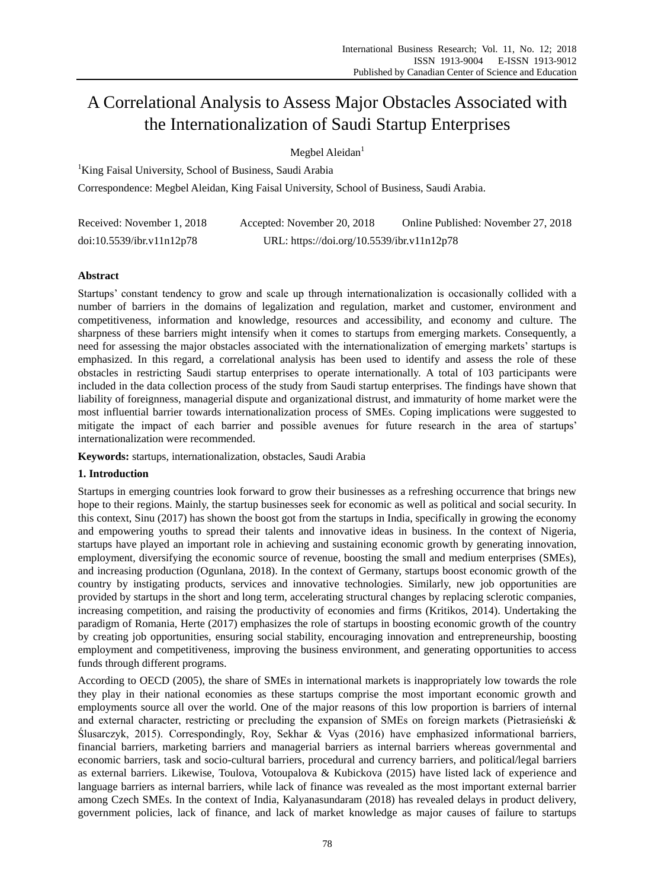# A Correlational Analysis to Assess Major Obstacles Associated with the Internationalization of Saudi Startup Enterprises

Megbel Aleidan[1]

[1]King Faisal University, School of Business, Saudi Arabia

Correspondence: Megbel Aleidan, King Faisal University, School of Business, Saudi Arabia.

Received: November 1, 2018 Accepted: November 20, 2018 Online Published: November 27, 2018

doi:10.5539/ibr.v11n12p78 URL: https://doi.org/10.5539/ibr.v11n12p78

## Abstract

Startups' constant tendency to grow and scale up through internationalization is occasionally collided with a number of barriers in the domains of legalization and regulation, market and customer, environment and competitiveness, information and knowledge, resources and accessibility, and economy and culture. The sharpness of these barriers might intensify when it comes to startups from emerging markets. Consequently, a need for assessing the major obstacles associated with the internationalization of emerging markets' startups is emphasized. In this regard, a correlational analysis has been used to identify and assess the role of these obstacles in restricting Saudi startup enterprises to operate internationally. A total of 103 participants were included in the data collection process of the study from Saudi startup enterprises. The findings have shown that liability of foreignness, managerial dispute and organizational distrust, and immaturity of home market were the most influential barrier towards internationalization process of SMEs. Coping implications were suggested to mitigate the impact of each barrier and possible avenues for future research in the area of startups' internationalization were recommended.

**Keywords:** startups, internationalization, obstacles, Saudi Arabia

## 1. Introduction

Startups in emerging countries look forward to grow their businesses as a refreshing occurrence that brings new hope to their regions. Mainly, the startup businesses seek for economic as well as political and social security. In this context, Sinu (2017) has shown the boost got from the startups in India, specifically in growing the economy and empowering youths to spread their talents and innovative ideas in business. In the context of Nigeria, startups have played an important role in achieving and sustaining economic growth by generating innovation, employment, diversifying the economic source of revenue, boosting the small and medium enterprises (SMEs), and increasing production (Ogunlana, 2018). In the context of Germany, startups boost economic growth of the country by instigating products, services and innovative technologies. Similarly, new job opportunities are provided by startups in the short and long term, accelerating structural changes by replacing sclerotic companies, increasing competition, and raising the productivity of economies and firms (Kritikos, 2014). Undertaking the paradigm of Romania, Herte (2017) emphasizes the role of startups in boosting economic growth of the country by creating job opportunities, ensuring social stability, encouraging innovation and entrepreneurship, boosting employment and competitiveness, improving the business environment, and generating opportunities to access funds through different programs.

According to OECD (2005), the share of SMEs in international markets is inappropriately low towards the role they play in their national economies as these startups comprise the most important economic growth and employments source all over the world. One of the major reasons of this low proportion is barriers of internal and external character, restricting or precluding the expansion of SMEs on foreign markets (Pietrasieński & Ślusarczyk, 2015). Correspondingly, Roy, Sekhar & Vyas (2016) have emphasized informational barriers, financial barriers, marketing barriers and managerial barriers as internal barriers whereas governmental and economic barriers, task and socio-cultural barriers, procedural and currency barriers, and political/legal barriers as external barriers. Likewise, Toulova, Votoupalova & Kubickova (2015) have listed lack of experience and language barriers as internal barriers, while lack of finance was revealed as the most important external barrier among Czech SMEs. In the context of India, Kalyanasundaram (2018) has revealed delays in product delivery, government policies, lack of finance, and lack of market knowledge as major causes of failure to startups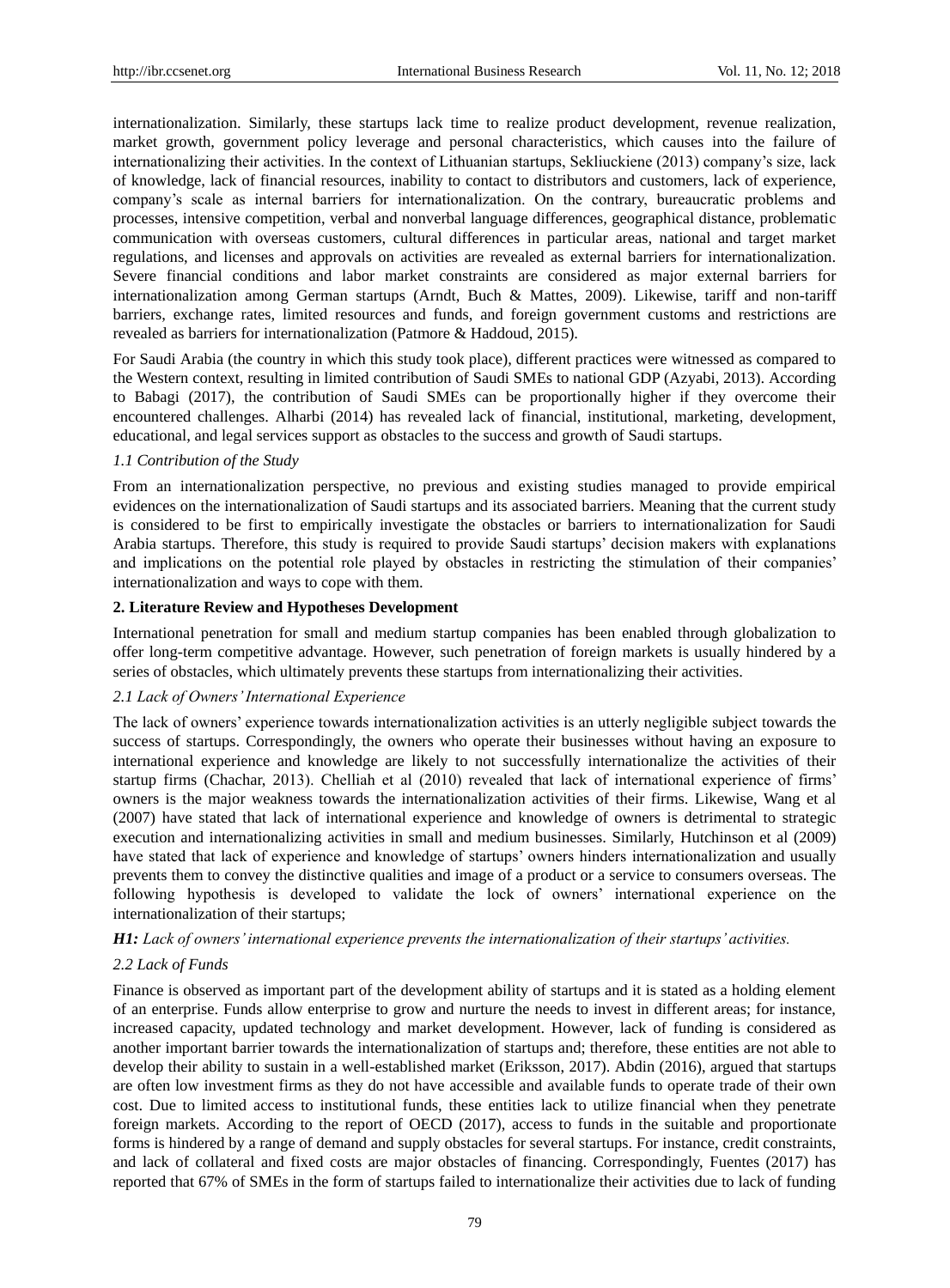internationalization. Similarly, these startups lack time to realize product development, revenue realization, market growth, government policy leverage and personal characteristics, which causes into the failure of internationalizing their activities. In the context of Lithuanian startups, Sekliuckiene (2013) company's size, lack of knowledge, lack of financial resources, inability to contact to distributors and customers, lack of experience, company's scale as internal barriers for internationalization. On the contrary, bureaucratic problems and processes, intensive competition, verbal and nonverbal language differences, geographical distance, problematic communication with overseas customers, cultural differences in particular areas, national and target market regulations, and licenses and approvals on activities are revealed as external barriers for internationalization. Severe financial conditions and labor market constraints are considered as major external barriers for internationalization among German startups (Arndt, Buch & Mattes, 2009). Likewise, tariff and non-tariff barriers, exchange rates, limited resources and funds, and foreign government customs and restrictions are revealed as barriers for internationalization (Patmore & Haddoud, 2015).

For Saudi Arabia (the country in which this study took place), different practices were witnessed as compared to the Western context, resulting in limited contribution of Saudi SMEs to national GDP (Azyabi, 2013). According to Babagi (2017), the contribution of Saudi SMEs can be proportionally higher if they overcome their encountered challenges. Alharbi (2014) has revealed lack of financial, institutional, marketing, development, educational, and legal services support as obstacles to the success and growth of Saudi startups.

### *1.1 Contribution of the Study*

From an internationalization perspective, no previous and existing studies managed to provide empirical evidences on the internationalization of Saudi startups and its associated barriers. Meaning that the current study is considered to be first to empirically investigate the obstacles or barriers to internationalization for Saudi Arabia startups. Therefore, this study is required to provide Saudi startups' decision makers with explanations and implications on the potential role played by obstacles in restricting the stimulation of their companies' internationalization and ways to cope with them.

## **2. Literature Review and Hypotheses Development**

International penetration for small and medium startup companies has been enabled through globalization to offer long-term competitive advantage. However, such penetration of foreign markets is usually hindered by a series of obstacles, which ultimately prevents these startups from internationalizing their activities.

### *2.1 Lack of Owners' International Experience*

The lack of owners' experience towards internationalization activities is an utterly negligible subject towards the success of startups. Correspondingly, the owners who operate their businesses without having an exposure to international experience and knowledge are likely to not successfully internationalize the activities of their startup firms (Chachar, 2013). Chelliah et al (2010) revealed that lack of international experience of firms' owners is the major weakness towards the internationalization activities of their firms. Likewise, Wang et al (2007) have stated that lack of international experience and knowledge of owners is detrimental to strategic execution and internationalizing activities in small and medium businesses. Similarly, Hutchinson et al (2009) have stated that lack of experience and knowledge of startups' owners hinders internationalization and usually prevents them to convey the distinctive qualities and image of a product or a service to consumers overseas. The following hypothesis is developed to validate the lock of owners' international experience on the internationalization of their startups;

***H1:*** *Lack of owners' international experience prevents the internationalization of their startups' activities.*

### *2.2 Lack of Funds*

Finance is observed as important part of the development ability of startups and it is stated as a holding element of an enterprise. Funds allow enterprise to grow and nurture the needs to invest in different areas; for instance, increased capacity, updated technology and market development. However, lack of funding is considered as another important barrier towards the internationalization of startups and; therefore, these entities are not able to develop their ability to sustain in a well-established market (Eriksson, 2017). Abdin (2016), argued that startups are often low investment firms as they do not have accessible and available funds to operate trade of their own cost. Due to limited access to institutional funds, these entities lack to utilize financial when they penetrate foreign markets. According to the report of OECD (2017), access to funds in the suitable and proportionate forms is hindered by a range of demand and supply obstacles for several startups. For instance, credit constraints, and lack of collateral and fixed costs are major obstacles of financing. Correspondingly, Fuentes (2017) has reported that 67% of SMEs in the form of startups failed to internationalize their activities due to lack of funding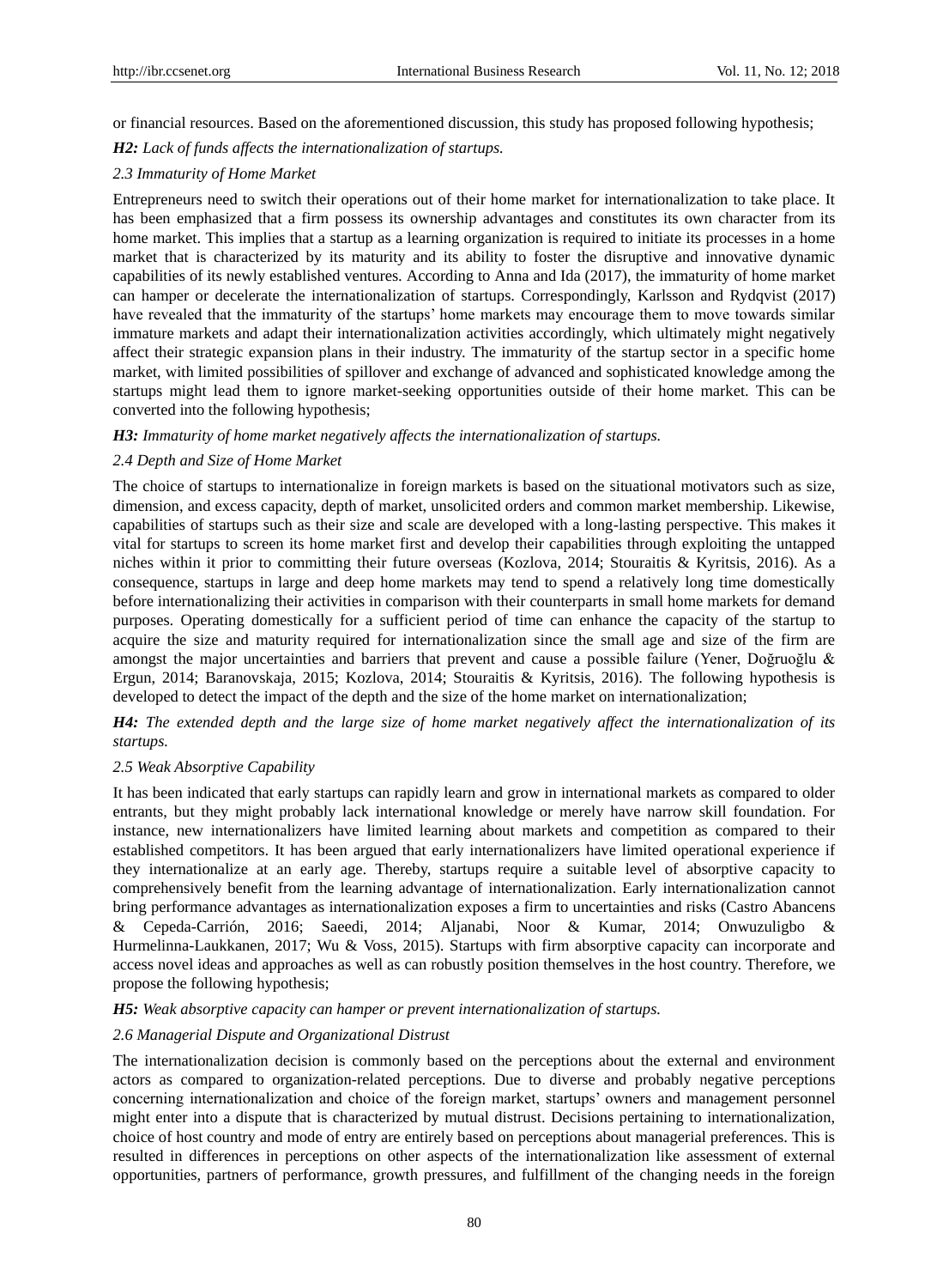or financial resources. Based on the aforementioned discussion, this study has proposed following hypothesis;

***H2:** Lack of funds affects the internationalization of startups.*

### *2.3 Immaturity of Home Market*

Entrepreneurs need to switch their operations out of their home market for internationalization to take place. It has been emphasized that a firm possess its ownership advantages and constitutes its own character from its home market. This implies that a startup as a learning organization is required to initiate its processes in a home market that is characterized by its maturity and its ability to foster the disruptive and innovative dynamic capabilities of its newly established ventures. According to Anna and Ida (2017), the immaturity of home market can hamper or decelerate the internationalization of startups. Correspondingly, Karlsson and Rydqvist (2017) have revealed that the immaturity of the startups' home markets may encourage them to move towards similar immature markets and adapt their internationalization activities accordingly, which ultimately might negatively affect their strategic expansion plans in their industry. The immaturity of the startup sector in a specific home market, with limited possibilities of spillover and exchange of advanced and sophisticated knowledge among the startups might lead them to ignore market-seeking opportunities outside of their home market. This can be converted into the following hypothesis;

***H3:** Immaturity of home market negatively affects the internationalization of startups.*

### *2.4 Depth and Size of Home Market*

The choice of startups to internationalize in foreign markets is based on the situational motivators such as size, dimension, and excess capacity, depth of market, unsolicited orders and common market membership. Likewise, capabilities of startups such as their size and scale are developed with a long-lasting perspective. This makes it vital for startups to screen its home market first and develop their capabilities through exploiting the untapped niches within it prior to committing their future overseas (Kozlova, 2014; Stouraitis & Kyritsis, 2016). As a consequence, startups in large and deep home markets may tend to spend a relatively long time domestically before internationalizing their activities in comparison with their counterparts in small home markets for demand purposes. Operating domestically for a sufficient period of time can enhance the capacity of the startup to acquire the size and maturity required for internationalization since the small age and size of the firm are amongst the major uncertainties and barriers that prevent and cause a possible failure (Yener, Doğruoğlu & Ergun, 2014; Baranovskaja, 2015; Kozlova, 2014; Stouraitis & Kyritsis, 2016). The following hypothesis is developed to detect the impact of the depth and the size of the home market on internationalization;

***H4:** The extended depth and the large size of home market negatively affect the internationalization of its startups.*

### *2.5 Weak Absorptive Capability*

It has been indicated that early startups can rapidly learn and grow in international markets as compared to older entrants, but they might probably lack international knowledge or merely have narrow skill foundation. For instance, new internationalizers have limited learning about markets and competition as compared to their established competitors. It has been argued that early internationalizers have limited operational experience if they internationalize at an early age. Thereby, startups require a suitable level of absorptive capacity to comprehensively benefit from the learning advantage of internationalization. Early internationalization cannot bring performance advantages as internationalization exposes a firm to uncertainties and risks (Castro Abancens & Cepeda-Carrión, 2016; Saeedi, 2014; Aljanabi, Noor & Kumar, 2014; Onwuzuligbo & Hurmelinna-Laukkanen, 2017; Wu & Voss, 2015). Startups with firm absorptive capacity can incorporate and access novel ideas and approaches as well as can robustly position themselves in the host country. Therefore, we propose the following hypothesis;

***H5:** Weak absorptive capacity can hamper or prevent internationalization of startups.*

### *2.6 Managerial Dispute and Organizational Distrust*

The internationalization decision is commonly based on the perceptions about the external and environment actors as compared to organization-related perceptions. Due to diverse and probably negative perceptions concerning internationalization and choice of the foreign market, startups' owners and management personnel might enter into a dispute that is characterized by mutual distrust. Decisions pertaining to internationalization, choice of host country and mode of entry are entirely based on perceptions about managerial preferences. This is resulted in differences in perceptions on other aspects of the internationalization like assessment of external opportunities, partners of performance, growth pressures, and fulfillment of the changing needs in the foreign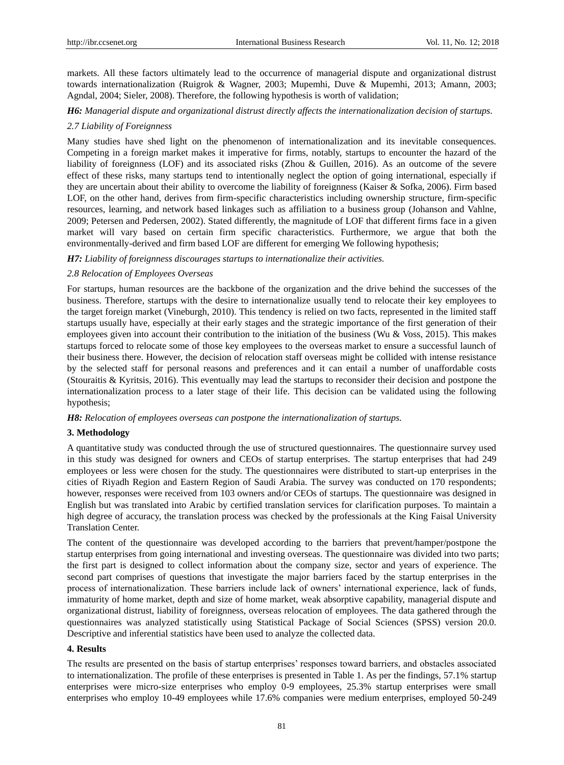markets. All these factors ultimately lead to the occurrence of managerial dispute and organizational distrust towards internationalization (Ruigrok & Wagner, 2003; Mupemhi, Duve & Mupemhi, 2013; Amann, 2003; Agndal, 2004; Sieler, 2008). Therefore, the following hypothesis is worth of validation;

***H6:** Managerial dispute and organizational distrust directly affects the internationalization decision of startups.*

### *2.7 Liability of Foreignness*

Many studies have shed light on the phenomenon of internationalization and its inevitable consequences. Competing in a foreign market makes it imperative for firms, notably, startups to encounter the hazard of the liability of foreignness (LOF) and its associated risks (Zhou & Guillen, 2016). As an outcome of the severe effect of these risks, many startups tend to intentionally neglect the option of going international, especially if they are uncertain about their ability to overcome the liability of foreignness (Kaiser & Sofka, 2006). Firm based LOF, on the other hand, derives from firm-specific characteristics including ownership structure, firm-specific resources, learning, and network based linkages such as affiliation to a business group (Johanson and Vahlne, 2009; Petersen and Pedersen, 2002). Stated differently, the magnitude of LOF that different firms face in a given market will vary based on certain firm specific characteristics. Furthermore, we argue that both the environmentally-derived and firm based LOF are different for emerging We following hypothesis;

***H7:** Liability of foreignness discourages startups to internationalize their activities.*

### *2.8 Relocation of Employees Overseas*

For startups, human resources are the backbone of the organization and the drive behind the successes of the business. Therefore, startups with the desire to internationalize usually tend to relocate their key employees to the target foreign market (Vineburgh, 2010). This tendency is relied on two facts, represented in the limited staff startups usually have, especially at their early stages and the strategic importance of the first generation of their employees given into account their contribution to the initiation of the business (Wu & Voss, 2015). This makes startups forced to relocate some of those key employees to the overseas market to ensure a successful launch of their business there. However, the decision of relocation staff overseas might be collided with intense resistance by the selected staff for personal reasons and preferences and it can entail a number of unaffordable costs (Stouraitis & Kyritsis, 2016). This eventually may lead the startups to reconsider their decision and postpone the internationalization process to a later stage of their life. This decision can be validated using the following hypothesis;

***H8:** Relocation of employees overseas can postpone the internationalization of startups.*

## 3. Methodology

A quantitative study was conducted through the use of structured questionnaires. The questionnaire survey used in this study was designed for owners and CEOs of startup enterprises. The startup enterprises that had 249 employees or less were chosen for the study. The questionnaires were distributed to start-up enterprises in the cities of Riyadh Region and Eastern Region of Saudi Arabia. The survey was conducted on 170 respondents; however, responses were received from 103 owners and/or CEOs of startups. The questionnaire was designed in English but was translated into Arabic by certified translation services for clarification purposes. To maintain a high degree of accuracy, the translation process was checked by the professionals at the King Faisal University Translation Center.

The content of the questionnaire was developed according to the barriers that prevent/hamper/postpone the startup enterprises from going international and investing overseas. The questionnaire was divided into two parts; the first part is designed to collect information about the company size, sector and years of experience. The second part comprises of questions that investigate the major barriers faced by the startup enterprises in the process of internationalization. These barriers include lack of owners' international experience, lack of funds, immaturity of home market, depth and size of home market, weak absorptive capability, managerial dispute and organizational distrust, liability of foreignness, overseas relocation of employees. The data gathered through the questionnaires was analyzed statistically using Statistical Package of Social Sciences (SPSS) version 20.0. Descriptive and inferential statistics have been used to analyze the collected data.

## 4. Results

The results are presented on the basis of startup enterprises' responses toward barriers, and obstacles associated to internationalization. The profile of these enterprises is presented in Table 1. As per the findings, 57.1% startup enterprises were micro-size enterprises who employ 0-9 employees, 25.3% startup enterprises were small enterprises who employ 10-49 employees while 17.6% companies were medium enterprises, employed 50-249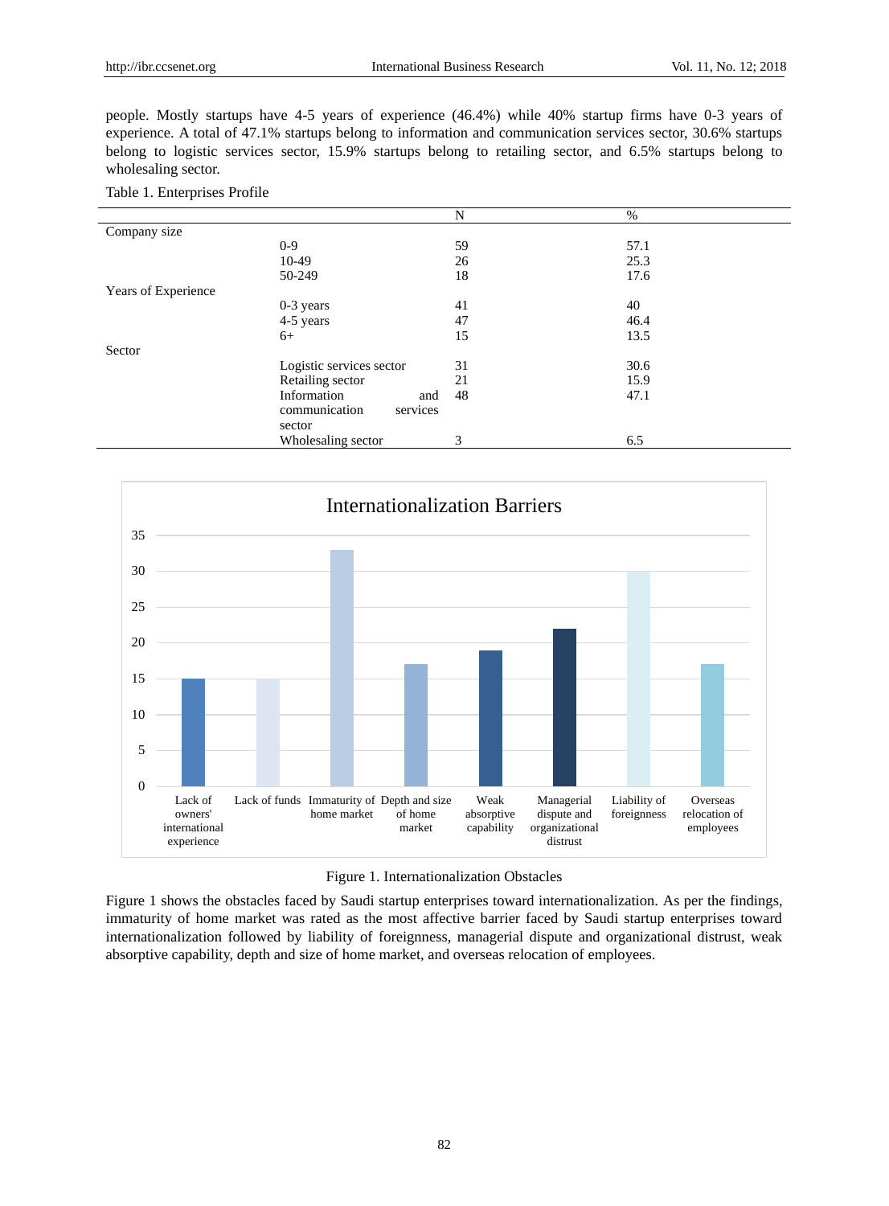people. Mostly startups have 4-5 years of experience (46.4%) while 40% startup firms have 0-3 years of experience. A total of 47.1% startups belong to information and communication services sector, 30.6% startups belong to logistic services sector, 15.9% startups belong to retailing sector, and 6.5% startups belong to wholesaling sector.

Table 1. Enterprises Profile

| | | N | % |
|---|---|---|---|
| Company size | | | |
| | 0-9 | 59 | 57.1 |
| | 10-49 | 26 | 25.3 |
| | 50-249 | 18 | 17.6 |
| Years of Experience | | | |
| | 0-3 years | 41 | 40 |
| | 4-5 years | 47 | 46.4 |
| | 6+ | 15 | 13.5 |
| Sector | | | |
| | Logistic services sector | 31 | 30.6 |
| | Retailing sector | 21 | 15.9 |
| | Information and communication services sector | 48 | 47.1 |
| | Wholesaling sector | 3 | 6.5 |

Figure 1. Internationalization Obstacles

Figure 1 shows the obstacles faced by Saudi startup enterprises toward internationalization. As per the findings, immaturity of home market was rated as the most affective barrier faced by Saudi startup enterprises toward internationalization followed by liability of foreignness, managerial dispute and organizational distrust, weak absorptive capability, depth and size of home market, and overseas relocation of employees.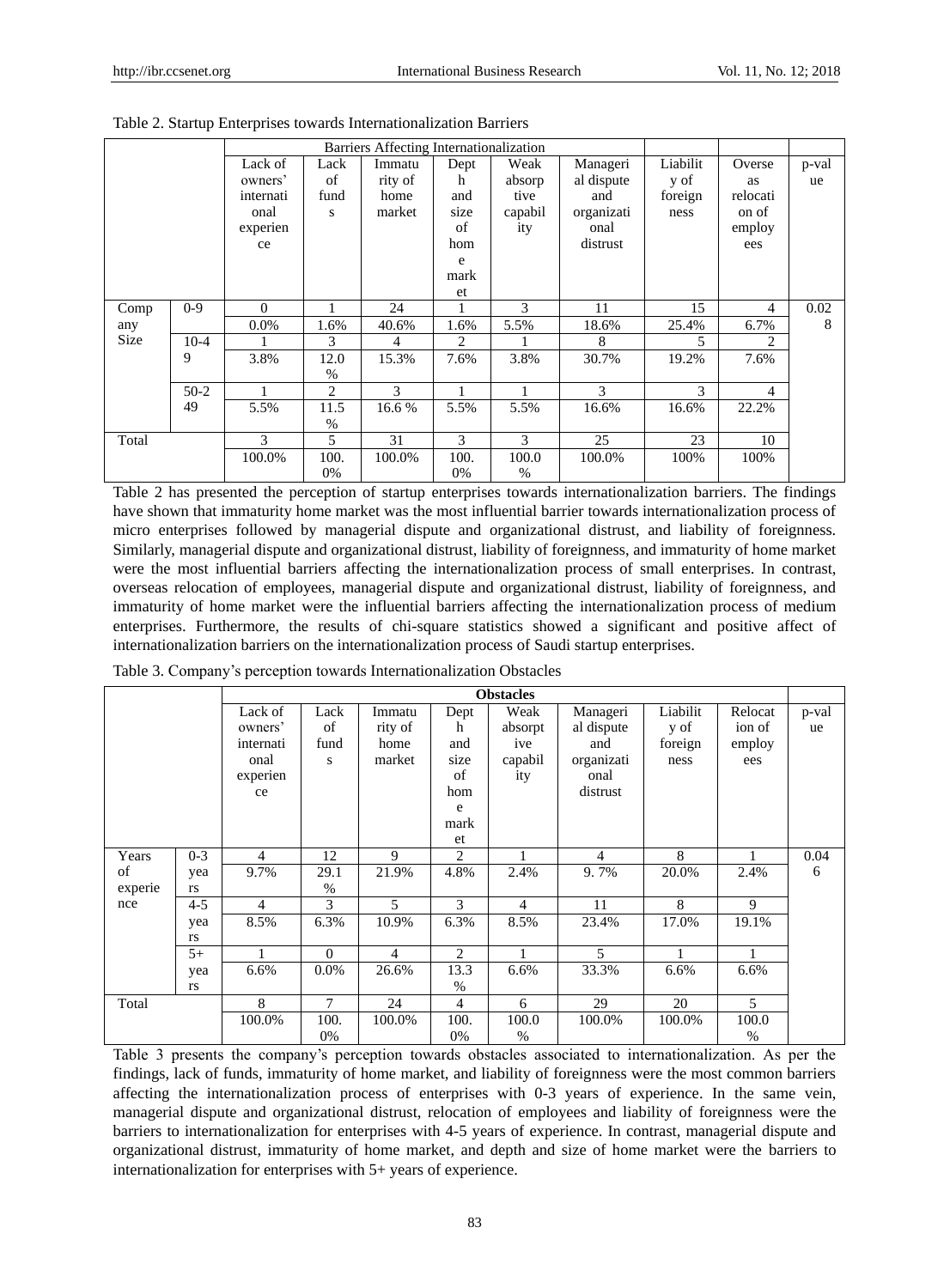Table 2. Startup Enterprises towards Internationalization Barriers

| | | Barriers Affecting Internationalization | | | | | | | | |
|---|---|---|---|---|---|---|---|---|---|---|
| | | Lack of owners' international experience | Lack of funds | Immaturity of home market | Depth and size of home market | Weak absorptive capability | Managerial dispute and organizational distrust | Liability of foreignness | Overseas relocation of employees | p-value |
| Company Size | 0-9 | 0 | 1 | 24 | 1 | 3 | 11 | 15 | 4 | 0.028 |
| | | 0.0% | 1.6% | 40.6% | 1.6% | 5.5% | 18.6% | 25.4% | 6.7% | |
| | 10-49 | 1 | 3 | 4 | 2 | 1 | 8 | 5 | 2 | |
| | | 3.8% | 12.0 % | 15.3% | 7.6% | 3.8% | 30.7% | 19.2% | 7.6% | |
| | 50-249 | 1 | 2 | 3 | 1 | 1 | 3 | 3 | 4 | |
| | | 5.5% | 11.5 % | 16.6 % | 5.5% | 5.5% | 16.6% | 16.6% | 22.2% | |
| Total | | 3 | 5 | 31 | 3 | 3 | 25 | 23 | 10 | |
| | | 100.0% | 100.0% | 100.0% | 100.0% | 100.0 % | 100.0% | 100% | 100% | |

Table 2 has presented the perception of startup enterprises towards internationalization barriers. The findings have shown that immaturity home market was the most influential barrier towards internationalization process of micro enterprises followed by managerial dispute and organizational distrust, and liability of foreignness. Similarly, managerial dispute and organizational distrust, liability of foreignness, and immaturity of home market were the most influential barriers affecting the internationalization process of small enterprises. In contrast, overseas relocation of employees, managerial dispute and organizational distrust, liability of foreignness, and immaturity of home market were the influential barriers affecting the internationalization process of medium enterprises. Furthermore, the results of chi-square statistics showed a significant and positive affect of internationalization barriers on the internationalization process of Saudi startup enterprises.

Table 3. Company's perception towards Internationalization Obstacles

| | | **Obstacles** | | | | | | | | |
|---|---|---|---|---|---|---|---|---|---|---|
| | | Lack of owners' international experience | Lack of funds | Immaturity of home market | Depth and size of home market | Weak absorptive capability | Managerial dispute and organizational distrust | Liability of foreignness | Relocation of employees | p-value |
| Years of experience | 0-3 years | 4 | 12 | 9 | 2 | 1 | 4 | 8 | 1 | 0.046 |
| | | 9.7% | 29.1 % | 21.9% | 4.8% | 2.4% | 9. 7% | 20.0% | 2.4% | |
| | 4-5 years | 4 | 3 | 5 | 3 | 4 | 11 | 8 | 9 | |
| | | 8.5% | 6.3% | 10.9% | 6.3% | 8.5% | 23.4% | 17.0% | 19.1% | |
| | 5+ years | 1 | 0 | 4 | 2 | 1 | 5 | 1 | 1 | |
| | | 6.6% | 0.0% | 26.6% | 13.3 % | 6.6% | 33.3% | 6.6% | 6.6% | |
| Total | | 8 | 7 | 24 | 4 | 6 | 29 | 20 | 5 | |
| | | 100.0% | 100.0% | 100.0% | 100.0% | 100.0 % | 100.0% | 100.0% | 100.0 % | |

Table 3 presents the company's perception towards obstacles associated to internationalization. As per the findings, lack of funds, immaturity of home market, and liability of foreignness were the most common barriers affecting the internationalization process of enterprises with 0-3 years of experience. In the same vein, managerial dispute and organizational distrust, relocation of employees and liability of foreignness were the barriers to internationalization for enterprises with 4-5 years of experience. In contrast, managerial dispute and organizational distrust, immaturity of home market, and depth and size of home market were the barriers to internationalization for enterprises with 5+ years of experience.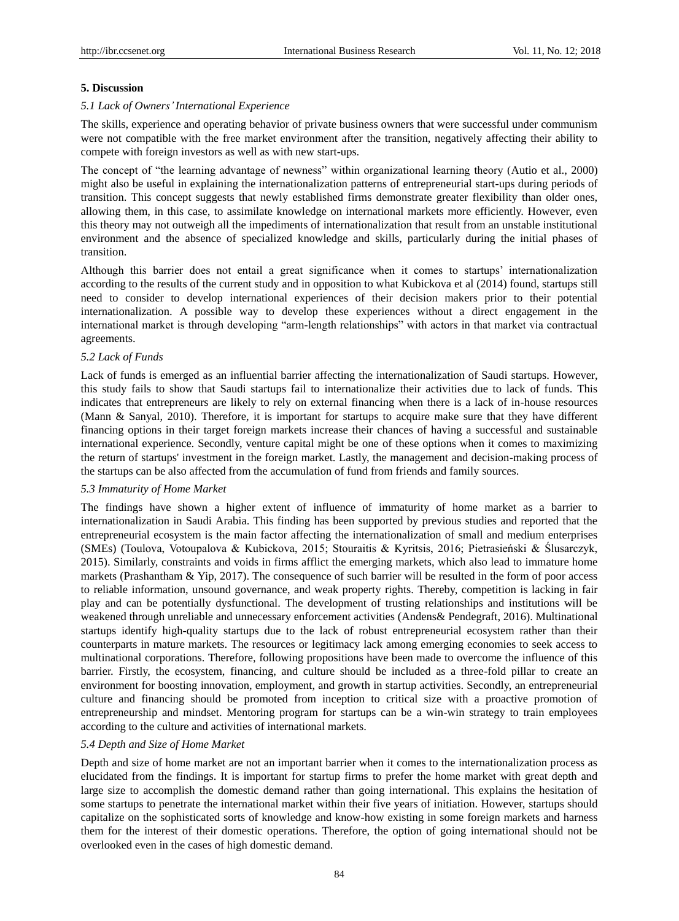## 5. Discussion

### *5.1 Lack of Owners' International Experience*

The skills, experience and operating behavior of private business owners that were successful under communism were not compatible with the free market environment after the transition, negatively affecting their ability to compete with foreign investors as well as with new start-ups.

The concept of "the learning advantage of newness" within organizational learning theory (Autio et al., 2000) might also be useful in explaining the internationalization patterns of entrepreneurial start-ups during periods of transition. This concept suggests that newly established firms demonstrate greater flexibility than older ones, allowing them, in this case, to assimilate knowledge on international markets more efficiently. However, even this theory may not outweigh all the impediments of internationalization that result from an unstable institutional environment and the absence of specialized knowledge and skills, particularly during the initial phases of transition.

Although this barrier does not entail a great significance when it comes to startups' internationalization according to the results of the current study and in opposition to what Kubickova et al (2014) found, startups still need to consider to develop international experiences of their decision makers prior to their potential internationalization. A possible way to develop these experiences without a direct engagement in the international market is through developing "arm-length relationships" with actors in that market via contractual agreements.

### *5.2 Lack of Funds*

Lack of funds is emerged as an influential barrier affecting the internationalization of Saudi startups. However, this study fails to show that Saudi startups fail to internationalize their activities due to lack of funds. This indicates that entrepreneurs are likely to rely on external financing when there is a lack of in-house resources (Mann & Sanyal, 2010). Therefore, it is important for startups to acquire make sure that they have different financing options in their target foreign markets increase their chances of having a successful and sustainable international experience. Secondly, venture capital might be one of these options when it comes to maximizing the return of startups' investment in the foreign market. Lastly, the management and decision-making process of the startups can be also affected from the accumulation of fund from friends and family sources.

### *5.3 Immaturity of Home Market*

The findings have shown a higher extent of influence of immaturity of home market as a barrier to internationalization in Saudi Arabia. This finding has been supported by previous studies and reported that the entrepreneurial ecosystem is the main factor affecting the internationalization of small and medium enterprises (SMEs) (Toulova, Votoupalova & Kubickova, 2015; Stouraitis & Kyritsis, 2016; Pietrasieński & Ślusarczyk, 2015). Similarly, constraints and voids in firms afflict the emerging markets, which also lead to immature home markets (Prashantham & Yip, 2017). The consequence of such barrier will be resulted in the form of poor access to reliable information, unsound governance, and weak property rights. Thereby, competition is lacking in fair play and can be potentially dysfunctional. The development of trusting relationships and institutions will be weakened through unreliable and unnecessary enforcement activities (Andens& Pendegraft, 2016). Multinational startups identify high-quality startups due to the lack of robust entrepreneurial ecosystem rather than their counterparts in mature markets. The resources or legitimacy lack among emerging economies to seek access to multinational corporations. Therefore, following propositions have been made to overcome the influence of this barrier. Firstly, the ecosystem, financing, and culture should be included as a three-fold pillar to create an environment for boosting innovation, employment, and growth in startup activities. Secondly, an entrepreneurial culture and financing should be promoted from inception to critical size with a proactive promotion of entrepreneurship and mindset. Mentoring program for startups can be a win-win strategy to train employees according to the culture and activities of international markets.

### *5.4 Depth and Size of Home Market*

Depth and size of home market are not an important barrier when it comes to the internationalization process as elucidated from the findings. It is important for startup firms to prefer the home market with great depth and large size to accomplish the domestic demand rather than going international. This explains the hesitation of some startups to penetrate the international market within their five years of initiation. However, startups should capitalize on the sophisticated sorts of knowledge and know-how existing in some foreign markets and harness them for the interest of their domestic operations. Therefore, the option of going international should not be overlooked even in the cases of high domestic demand.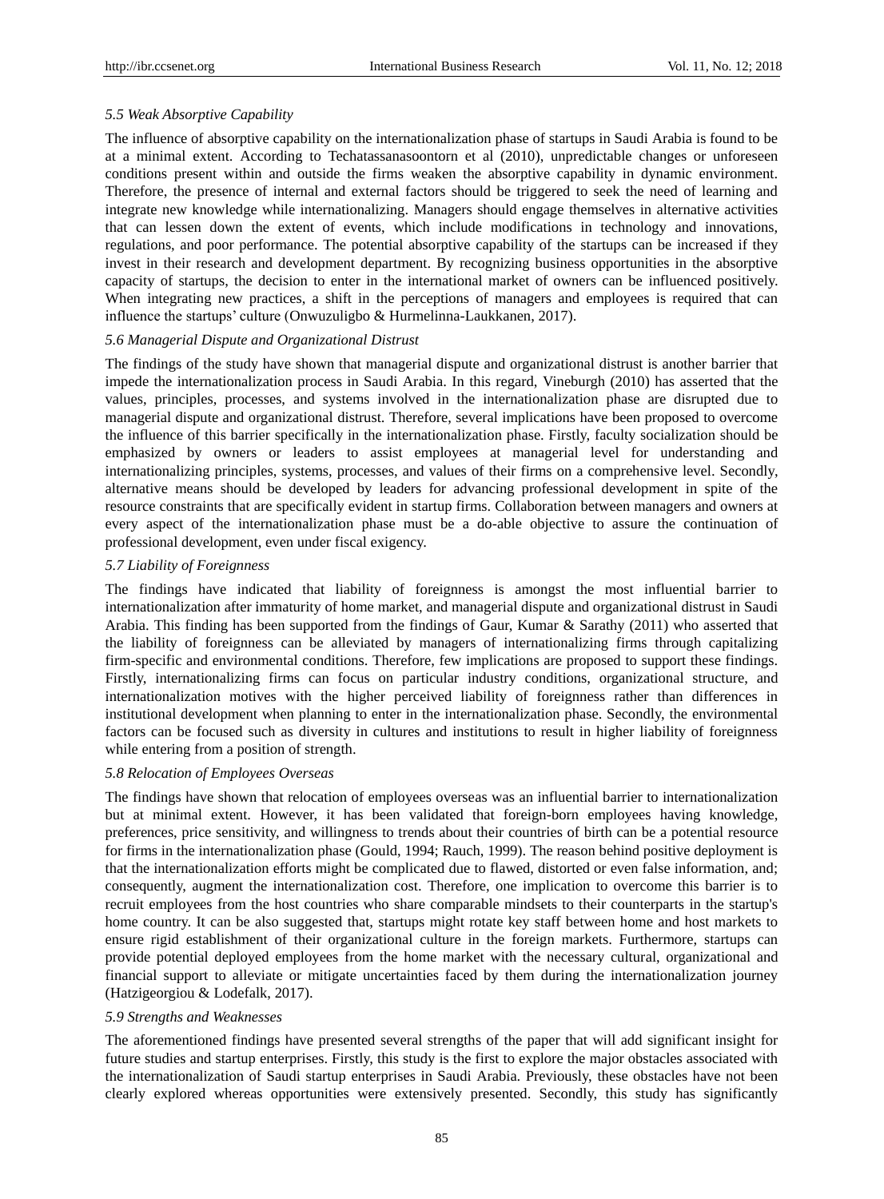### *5.5 Weak Absorptive Capability*

The influence of absorptive capability on the internationalization phase of startups in Saudi Arabia is found to be at a minimal extent. According to Techatassanasoontorn et al (2010), unpredictable changes or unforeseen conditions present within and outside the firms weaken the absorptive capability in dynamic environment. Therefore, the presence of internal and external factors should be triggered to seek the need of learning and integrate new knowledge while internationalizing. Managers should engage themselves in alternative activities that can lessen down the extent of events, which include modifications in technology and innovations, regulations, and poor performance. The potential absorptive capability of the startups can be increased if they invest in their research and development department. By recognizing business opportunities in the absorptive capacity of startups, the decision to enter in the international market of owners can be influenced positively. When integrating new practices, a shift in the perceptions of managers and employees is required that can influence the startups' culture (Onwuzuligbo & Hurmelinna-Laukkanen, 2017).

### *5.6 Managerial Dispute and Organizational Distrust*

The findings of the study have shown that managerial dispute and organizational distrust is another barrier that impede the internationalization process in Saudi Arabia. In this regard, Vineburgh (2010) has asserted that the values, principles, processes, and systems involved in the internationalization phase are disrupted due to managerial dispute and organizational distrust. Therefore, several implications have been proposed to overcome the influence of this barrier specifically in the internationalization phase. Firstly, faculty socialization should be emphasized by owners or leaders to assist employees at managerial level for understanding and internationalizing principles, systems, processes, and values of their firms on a comprehensive level. Secondly, alternative means should be developed by leaders for advancing professional development in spite of the resource constraints that are specifically evident in startup firms. Collaboration between managers and owners at every aspect of the internationalization phase must be a do-able objective to assure the continuation of professional development, even under fiscal exigency.

### *5.7 Liability of Foreignness*

The findings have indicated that liability of foreignness is amongst the most influential barrier to internationalization after immaturity of home market, and managerial dispute and organizational distrust in Saudi Arabia. This finding has been supported from the findings of Gaur, Kumar & Sarathy (2011) who asserted that the liability of foreignness can be alleviated by managers of internationalizing firms through capitalizing firm-specific and environmental conditions. Therefore, few implications are proposed to support these findings. Firstly, internationalizing firms can focus on particular industry conditions, organizational structure, and internationalization motives with the higher perceived liability of foreignness rather than differences in institutional development when planning to enter in the internationalization phase. Secondly, the environmental factors can be focused such as diversity in cultures and institutions to result in higher liability of foreignness while entering from a position of strength.

### *5.8 Relocation of Employees Overseas*

The findings have shown that relocation of employees overseas was an influential barrier to internationalization but at minimal extent. However, it has been validated that foreign-born employees having knowledge, preferences, price sensitivity, and willingness to trends about their countries of birth can be a potential resource for firms in the internationalization phase (Gould, 1994; Rauch, 1999). The reason behind positive deployment is that the internationalization efforts might be complicated due to flawed, distorted or even false information, and; consequently, augment the internationalization cost. Therefore, one implication to overcome this barrier is to recruit employees from the host countries who share comparable mindsets to their counterparts in the startup's home country. It can be also suggested that, startups might rotate key staff between home and host markets to ensure rigid establishment of their organizational culture in the foreign markets. Furthermore, startups can provide potential deployed employees from the home market with the necessary cultural, organizational and financial support to alleviate or mitigate uncertainties faced by them during the internationalization journey (Hatzigeorgiou & Lodefalk, 2017).

### *5.9 Strengths and Weaknesses*

The aforementioned findings have presented several strengths of the paper that will add significant insight for future studies and startup enterprises. Firstly, this study is the first to explore the major obstacles associated with the internationalization of Saudi startup enterprises in Saudi Arabia. Previously, these obstacles have not been clearly explored whereas opportunities were extensively presented. Secondly, this study has significantly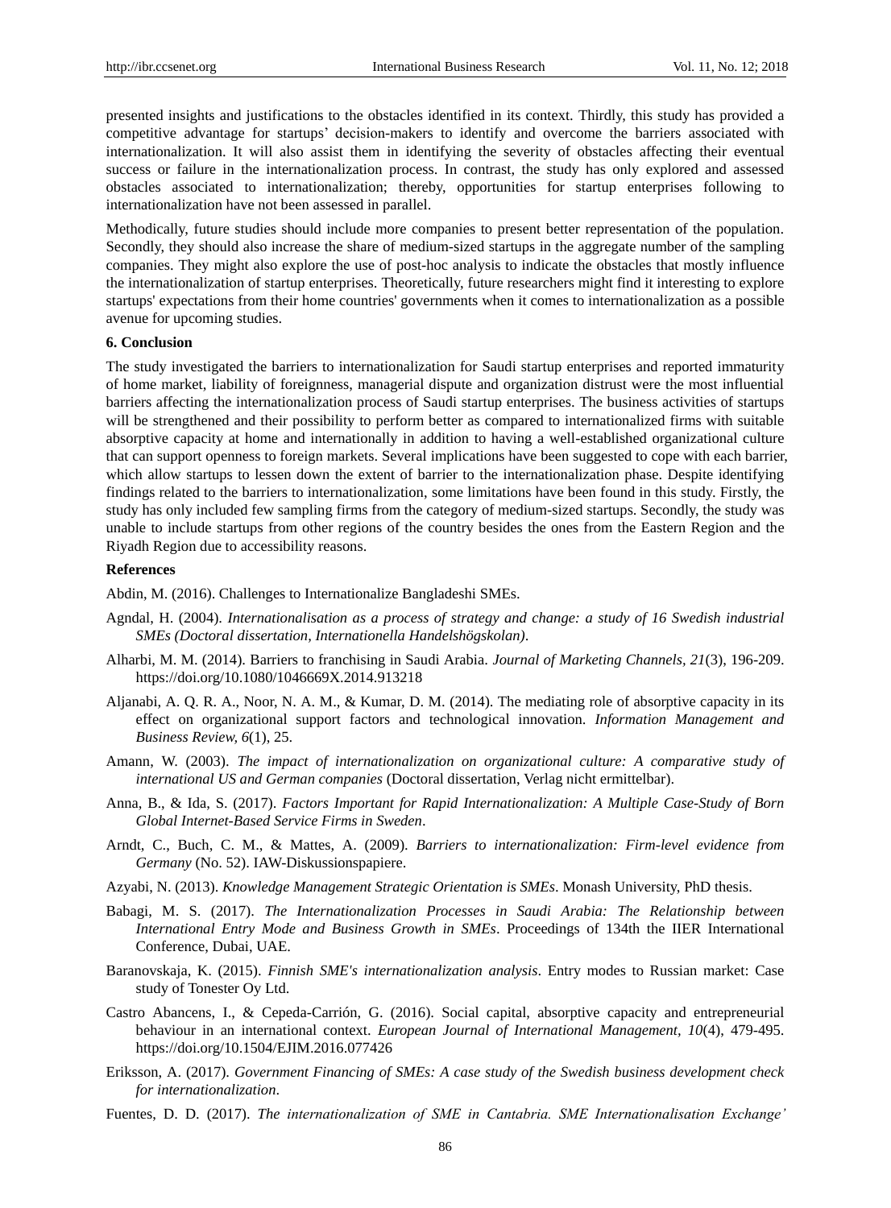presented insights and justifications to the obstacles identified in its context. Thirdly, this study has provided a competitive advantage for startups' decision-makers to identify and overcome the barriers associated with internationalization. It will also assist them in identifying the severity of obstacles affecting their eventual success or failure in the internationalization process. In contrast, the study has only explored and assessed obstacles associated to internationalization; thereby, opportunities for startup enterprises following to internationalization have not been assessed in parallel.

Methodically, future studies should include more companies to present better representation of the population. Secondly, they should also increase the share of medium-sized startups in the aggregate number of the sampling companies. They might also explore the use of post-hoc analysis to indicate the obstacles that mostly influence the internationalization of startup enterprises. Theoretically, future researchers might find it interesting to explore startups' expectations from their home countries' governments when it comes to internationalization as a possible avenue for upcoming studies.

## 6. Conclusion

The study investigated the barriers to internationalization for Saudi startup enterprises and reported immaturity of home market, liability of foreignness, managerial dispute and organization distrust were the most influential barriers affecting the internationalization process of Saudi startup enterprises. The business activities of startups will be strengthened and their possibility to perform better as compared to internationalized firms with suitable absorptive capacity at home and internationally in addition to having a well-established organizational culture that can support openness to foreign markets. Several implications have been suggested to cope with each barrier, which allow startups to lessen down the extent of barrier to the internationalization phase. Despite identifying findings related to the barriers to internationalization, some limitations have been found in this study. Firstly, the study has only included few sampling firms from the category of medium-sized startups. Secondly, the study was unable to include startups from other regions of the country besides the ones from the Eastern Region and the Riyadh Region due to accessibility reasons.

## References

Abdin, M. (2016). Challenges to Internationalize Bangladeshi SMEs.

Agndal, H. (2004). *Internationalisation as a process of strategy and change: a study of 16 Swedish industrial SMEs (Doctoral dissertation, Internationella Handelshögskolan)*.

Alharbi, M. M. (2014). Barriers to franchising in Saudi Arabia. *Journal of Marketing Channels, 21*(3), 196-209. https://doi.org/10.1080/1046669X.2014.913218

Aljanabi, A. Q. R. A., Noor, N. A. M., & Kumar, D. M. (2014). The mediating role of absorptive capacity in its effect on organizational support factors and technological innovation. *Information Management and Business Review, 6*(1), 25.

Amann, W. (2003). *The impact of internationalization on organizational culture: A comparative study of international US and German companies* (Doctoral dissertation, Verlag nicht ermittelbar).

Anna, B., & Ida, S. (2017). *Factors Important for Rapid Internationalization: A Multiple Case-Study of Born Global Internet-Based Service Firms in Sweden*.

Arndt, C., Buch, C. M., & Mattes, A. (2009). *Barriers to internationalization: Firm-level evidence from Germany* (No. 52). IAW-Diskussionspapiere.

Azyabi, N. (2013). *Knowledge Management Strategic Orientation is SMEs*. Monash University, PhD thesis.

Babagi, M. S. (2017). *The Internationalization Processes in Saudi Arabia: The Relationship between International Entry Mode and Business Growth in SMEs*. Proceedings of 134th the IIER International Conference, Dubai, UAE.

Baranovskaja, K. (2015). *Finnish SME's internationalization analysis*. Entry modes to Russian market: Case study of Tonester Oy Ltd.

Castro Abancens, I., & Cepeda-Carrión, G. (2016). Social capital, absorptive capacity and entrepreneurial behaviour in an international context. *European Journal of International Management, 10*(4), 479-495. https://doi.org/10.1504/EJIM.2016.077426

Eriksson, A. (2017). *Government Financing of SMEs: A case study of the Swedish business development check for internationalization*.

Fuentes, D. D. (2017). *The internationalization of SME in Cantabria. SME Internationalisation Exchange'*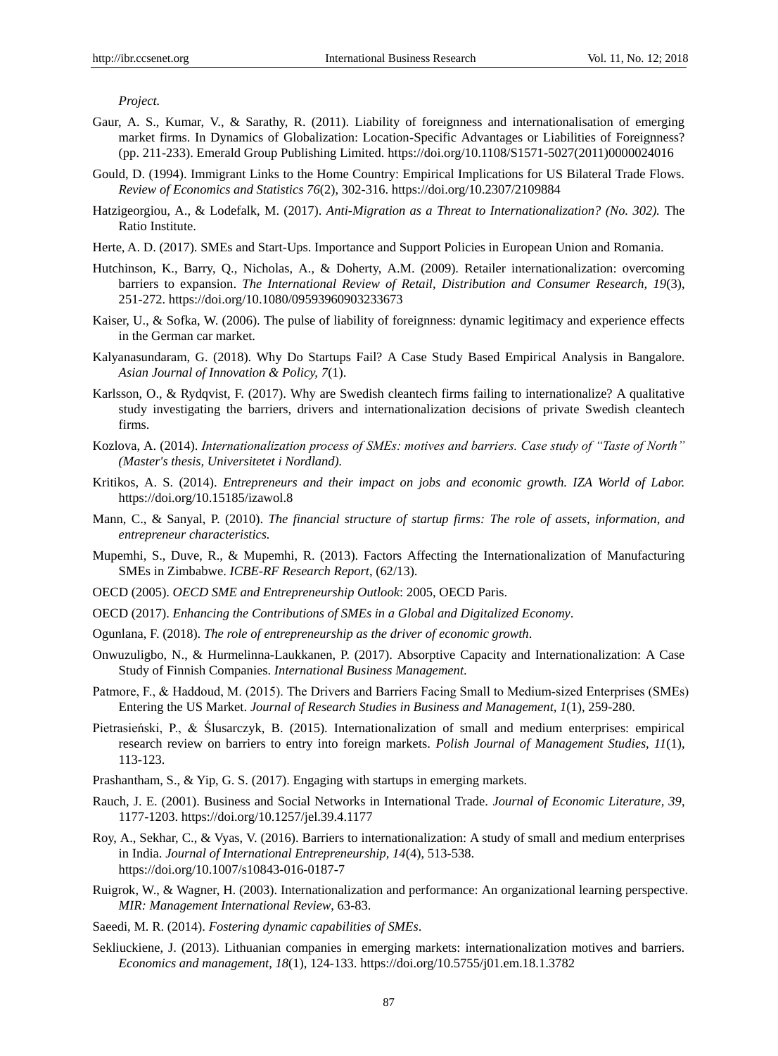*Project.*

Gaur, A. S., Kumar, V., & Sarathy, R. (2011). Liability of foreignness and internationalisation of emerging market firms. In Dynamics of Globalization: Location-Specific Advantages or Liabilities of Foreignness? (pp. 211-233). Emerald Group Publishing Limited. https://doi.org/10.1108/S1571-5027(2011)0000024016

Gould, D. (1994). Immigrant Links to the Home Country: Empirical Implications for US Bilateral Trade Flows. *Review of Economics and Statistics 76*(2), 302-316. https://doi.org/10.2307/2109884

Hatzigeorgiou, A., & Lodefalk, M. (2017). *Anti-Migration as a Threat to Internationalization? (No. 302).* The Ratio Institute.

Herte, A. D. (2017). SMEs and Start-Ups. Importance and Support Policies in European Union and Romania.

Hutchinson, K., Barry, Q., Nicholas, A., & Doherty, A.M. (2009). Retailer internationalization: overcoming barriers to expansion. *The International Review of Retail, Distribution and Consumer Research, 19*(3), 251-272. https://doi.org/10.1080/09593960903233673

Kaiser, U., & Sofka, W. (2006). The pulse of liability of foreignness: dynamic legitimacy and experience effects in the German car market.

Kalyanasundaram, G. (2018). Why Do Startups Fail? A Case Study Based Empirical Analysis in Bangalore. *Asian Journal of Innovation & Policy, 7*(1).

Karlsson, O., & Rydqvist, F. (2017). Why are Swedish cleantech firms failing to internationalize? A qualitative study investigating the barriers, drivers and internationalization decisions of private Swedish cleantech firms.

Kozlova, A. (2014). *Internationalization process of SMEs: motives and barriers. Case study of "Taste of North" (Master's thesis, Universitetet i Nordland).*

Kritikos, A. S. (2014). *Entrepreneurs and their impact on jobs and economic growth. IZA World of Labor.* https://doi.org/10.15185/izawol.8

Mann, C., & Sanyal, P. (2010). *The financial structure of startup firms: The role of assets, information, and entrepreneur characteristics.*

Mupemhi, S., Duve, R., & Mupemhi, R. (2013). Factors Affecting the Internationalization of Manufacturing SMEs in Zimbabwe. *ICBE-RF Research Report*, (62/13).

OECD (2005). *OECD SME and Entrepreneurship Outlook*: 2005, OECD Paris.

OECD (2017). *Enhancing the Contributions of SMEs in a Global and Digitalized Economy*.

Ogunlana, F. (2018). *The role of entrepreneurship as the driver of economic growth*.

Onwuzuligbo, N., & Hurmelinna-Laukkanen, P. (2017). Absorptive Capacity and Internationalization: A Case Study of Finnish Companies. *International Business Management*.

Patmore, F., & Haddoud, M. (2015). The Drivers and Barriers Facing Small to Medium-sized Enterprises (SMEs) Entering the US Market. *Journal of Research Studies in Business and Management, 1*(1), 259-280.

Pietrasieński, P., & Ślusarczyk, B. (2015). Internationalization of small and medium enterprises: empirical research review on barriers to entry into foreign markets. *Polish Journal of Management Studies, 11*(1), 113-123.

Prashantham, S., & Yip, G. S. (2017). Engaging with startups in emerging markets.

Rauch, J. E. (2001). Business and Social Networks in International Trade. *Journal of Economic Literature, 39*, 1177-1203. https://doi.org/10.1257/jel.39.4.1177

Roy, A., Sekhar, C., & Vyas, V. (2016). Barriers to internationalization: A study of small and medium enterprises in India. *Journal of International Entrepreneurship, 14*(4), 513-538. https://doi.org/10.1007/s10843-016-0187-7

Ruigrok, W., & Wagner, H. (2003). Internationalization and performance: An organizational learning perspective. *MIR: Management International Review*, 63-83.

Saeedi, M. R. (2014). *Fostering dynamic capabilities of SMEs*.

Sekliuckiene, J. (2013). Lithuanian companies in emerging markets: internationalization motives and barriers. *Economics and management, 18*(1), 124-133. https://doi.org/10.5755/j01.em.18.1.3782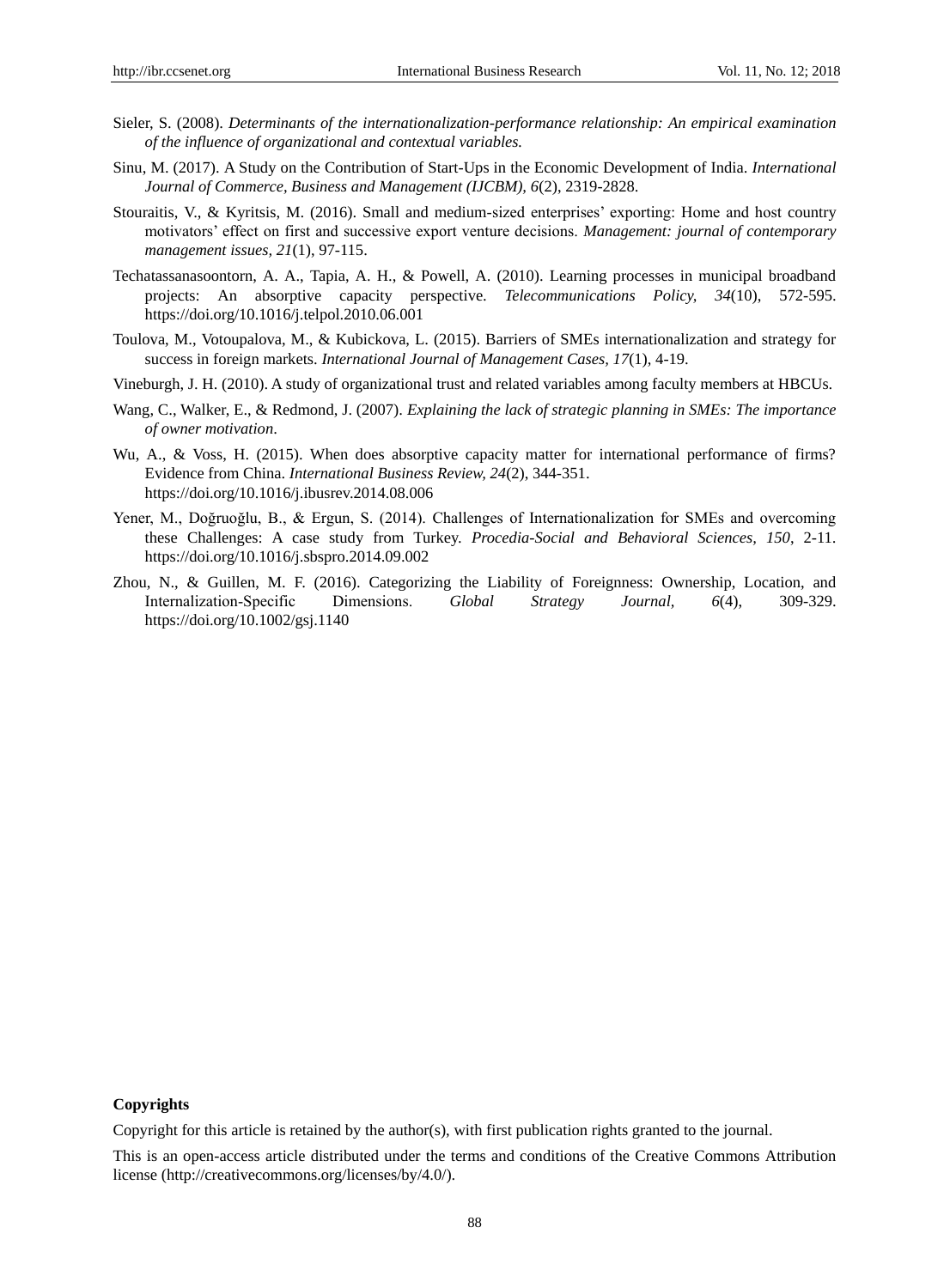Sieler, S. (2008). *Determinants of the internationalization-performance relationship: An empirical examination of the influence of organizational and contextual variables.*

Sinu, M. (2017). A Study on the Contribution of Start-Ups in the Economic Development of India. *International Journal of Commerce, Business and Management (IJCBM), 6*(2), 2319-2828.

Stouraitis, V., & Kyritsis, M. (2016). Small and medium-sized enterprises' exporting: Home and host country motivators' effect on first and successive export venture decisions. *Management: journal of contemporary management issues, 21*(1), 97-115.

Techatassanasoontorn, A. A., Tapia, A. H., & Powell, A. (2010). Learning processes in municipal broadband projects: An absorptive capacity perspective. *Telecommunications Policy, 34*(10), 572-595. https://doi.org/10.1016/j.telpol.2010.06.001

Toulova, M., Votoupalova, M., & Kubickova, L. (2015). Barriers of SMEs internationalization and strategy for success in foreign markets. *International Journal of Management Cases, 17*(1), 4-19.

Vineburgh, J. H. (2010). A study of organizational trust and related variables among faculty members at HBCUs.

Wang, C., Walker, E., & Redmond, J. (2007). *Explaining the lack of strategic planning in SMEs: The importance of owner motivation*.

Wu, A., & Voss, H. (2015). When does absorptive capacity matter for international performance of firms? Evidence from China. *International Business Review, 24*(2), 344-351. https://doi.org/10.1016/j.ibusrev.2014.08.006

Yener, M., Doğruoğlu, B., & Ergun, S. (2014). Challenges of Internationalization for SMEs and overcoming these Challenges: A case study from Turkey. *Procedia-Social and Behavioral Sciences, 150*, 2-11. https://doi.org/10.1016/j.sbspro.2014.09.002

Zhou, N., & Guillen, M. F. (2016). Categorizing the Liability of Foreignness: Ownership, Location, and Internalization-Specific Dimensions. *Global Strategy Journal, 6*(4), 309-329. https://doi.org/10.1002/gsj.1140

**Copyrights**

Copyright for this article is retained by the author(s), with first publication rights granted to the journal.

This is an open-access article distributed under the terms and conditions of the Creative Commons Attribution license (http://creativecommons.org/licenses/by/4.0/).